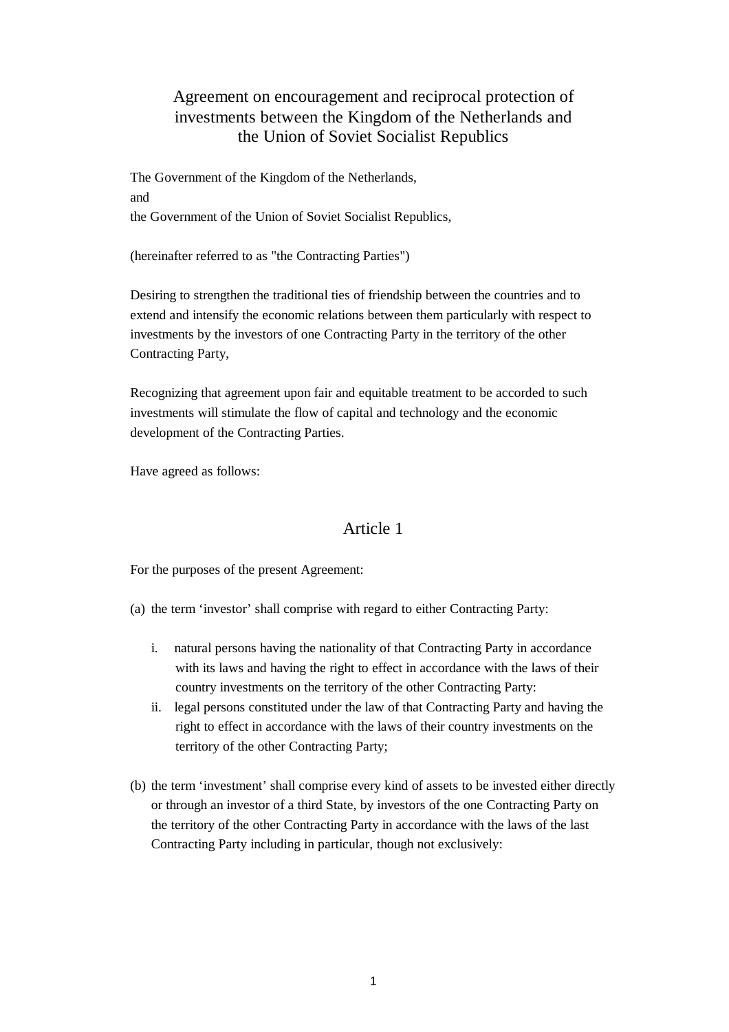# Agreement on encouragement and reciprocal protection of investments between the Kingdom of the Netherlands and the Union of Soviet Socialist Republics

The Government of the Kingdom of the Netherlands,

and

the Government of the Union of Soviet Socialist Republics,

(hereinafter referred to as "the Contracting Parties")

Desiring to strengthen the traditional ties of friendship between the countries and to extend and intensify the economic relations between them particularly with respect to investments by the investors of one Contracting Party in the territory of the other Contracting Party,

Recognizing that agreement upon fair and equitable treatment to be accorded to such investments will stimulate the flow of capital and technology and the economic development of the Contracting Parties.

Have agreed as follows:

## Article 1

For the purposes of the present Agreement:

(a) the term ‘investor’ shall comprise with regard to either Contracting Party:

   i. natural persons having the nationality of that Contracting Party in accordance with its laws and having the right to effect in accordance with the laws of their country investments on the territory of the other Contracting Party:

   ii. legal persons constituted under the law of that Contracting Party and having the right to effect in accordance with the laws of their country investments on the territory of the other Contracting Party;

(b) the term ‘investment’ shall comprise every kind of assets to be invested either directly or through an investor of a third State, by investors of the one Contracting Party on the territory of the other Contracting Party in accordance with the laws of the last Contracting Party including in particular, though not exclusively: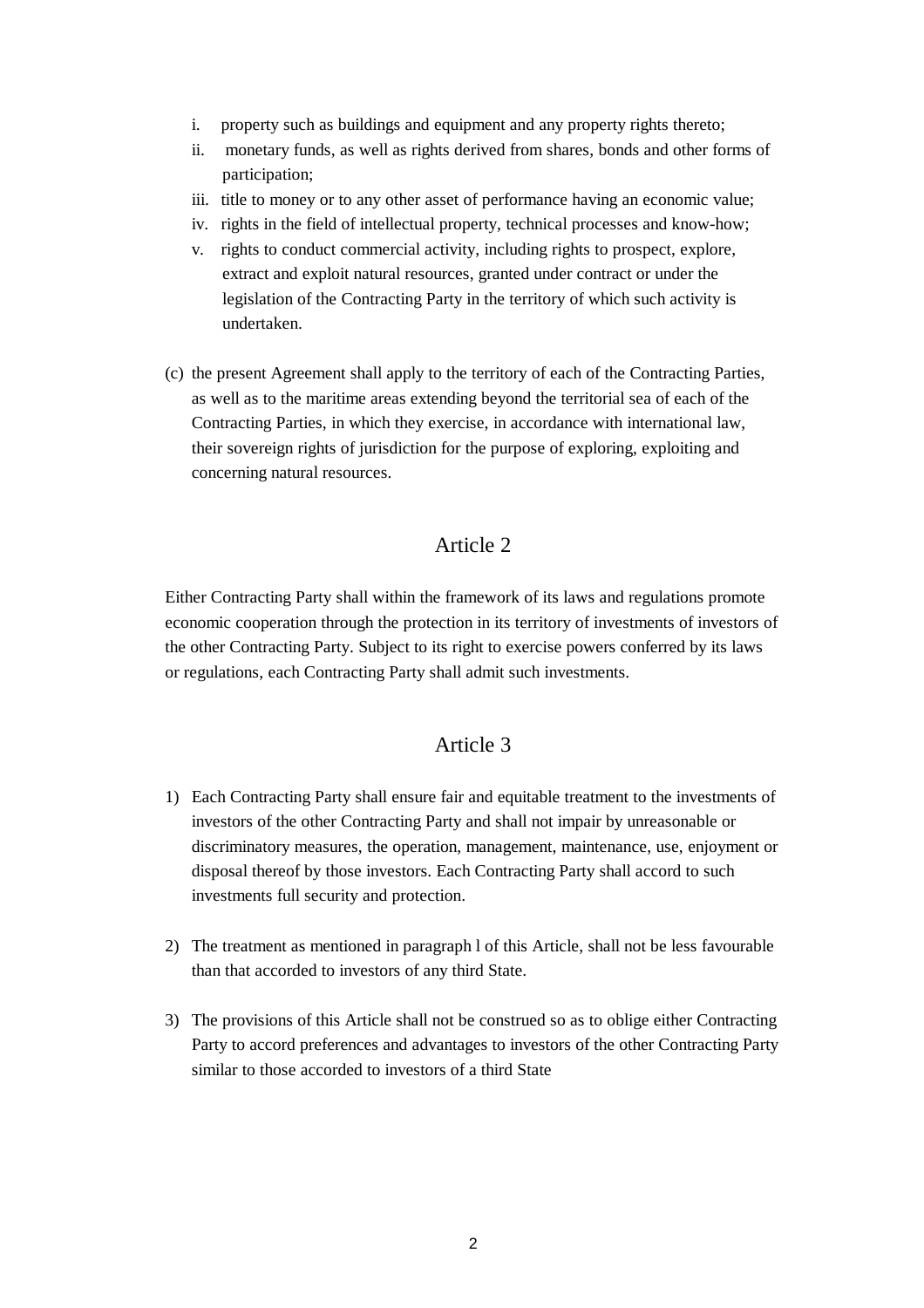i. property such as buildings and equipment and any property rights thereto;
ii. monetary funds, as well as rights derived from shares, bonds and other forms of participation;
iii. title to money or to any other asset of performance having an economic value;
iv. rights in the field of intellectual property, technical processes and know-how;
v. rights to conduct commercial activity, including rights to prospect, explore, extract and exploit natural resources, granted under contract or under the legislation of the Contracting Party in the territory of which such activity is undertaken.

(c) the present Agreement shall apply to the territory of each of the Contracting Parties, as well as to the maritime areas extending beyond the territorial sea of each of the Contracting Parties, in which they exercise, in accordance with international law, their sovereign rights of jurisdiction for the purpose of exploring, exploiting and concerning natural resources.

## Article 2

Either Contracting Party shall within the framework of its laws and regulations promote economic cooperation through the protection in its territory of investments of investors of the other Contracting Party. Subject to its right to exercise powers conferred by its laws or regulations, each Contracting Party shall admit such investments.

## Article 3

1) Each Contracting Party shall ensure fair and equitable treatment to the investments of investors of the other Contracting Party and shall not impair by unreasonable or discriminatory measures, the operation, management, maintenance, use, enjoyment or disposal thereof by those investors. Each Contracting Party shall accord to such investments full security and protection.

2) The treatment as mentioned in paragraph l of this Article, shall not be less favourable than that accorded to investors of any third State.

3) The provisions of this Article shall not be construed so as to oblige either Contracting Party to accord preferences and advantages to investors of the other Contracting Party similar to those accorded to investors of a third State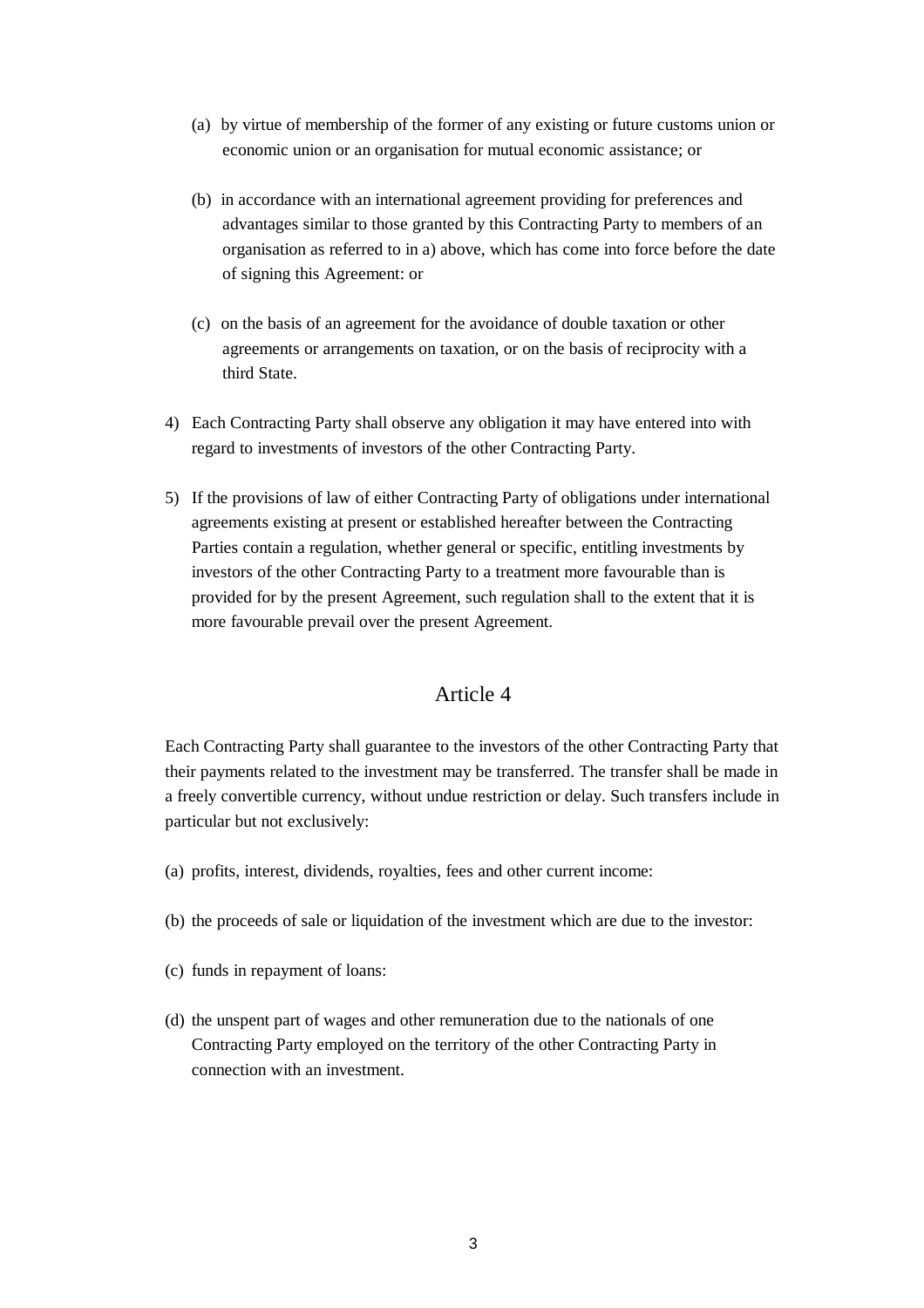(a) by virtue of membership of the former of any existing or future customs union or economic union or an organisation for mutual economic assistance; or

(b) in accordance with an international agreement providing for preferences and advantages similar to those granted by this Contracting Party to members of an organisation as referred to in a) above, which has come into force before the date of signing this Agreement: or

(c) on the basis of an agreement for the avoidance of double taxation or other agreements or arrangements on taxation, or on the basis of reciprocity with a third State.

4) Each Contracting Party shall observe any obligation it may have entered into with regard to investments of investors of the other Contracting Party.

5) If the provisions of law of either Contracting Party of obligations under international agreements existing at present or established hereafter between the Contracting Parties contain a regulation, whether general or specific, entitling investments by investors of the other Contracting Party to a treatment more favourable than is provided for by the present Agreement, such regulation shall to the extent that it is more favourable prevail over the present Agreement.

## Article 4

Each Contracting Party shall guarantee to the investors of the other Contracting Party that their payments related to the investment may be transferred. The transfer shall be made in a freely convertible currency, without undue restriction or delay. Such transfers include in particular but not exclusively:

(a) profits, interest, dividends, royalties, fees and other current income:

(b) the proceeds of sale or liquidation of the investment which are due to the investor:

(c) funds in repayment of loans:

(d) the unspent part of wages and other remuneration due to the nationals of one Contracting Party employed on the territory of the other Contracting Party in connection with an investment.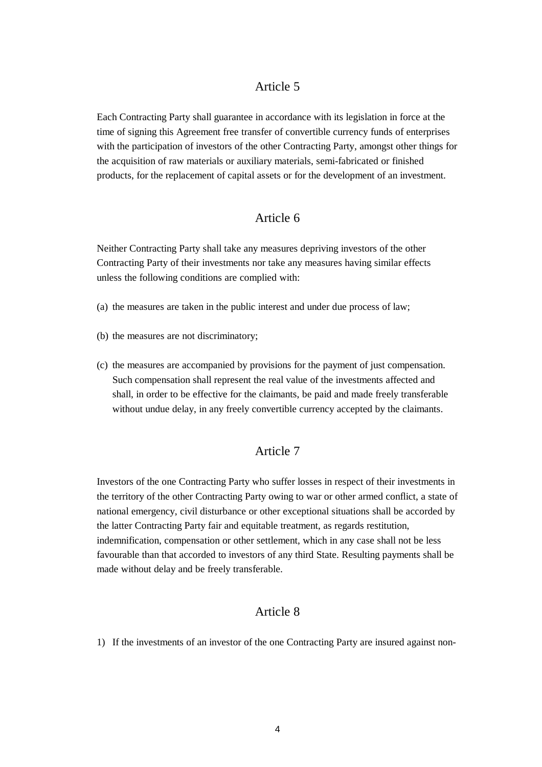## Article 5

Each Contracting Party shall guarantee in accordance with its legislation in force at the time of signing this Agreement free transfer of convertible currency funds of enterprises with the participation of investors of the other Contracting Party, amongst other things for the acquisition of raw materials or auxiliary materials, semi-fabricated or finished products, for the replacement of capital assets or for the development of an investment.

## Article 6

Neither Contracting Party shall take any measures depriving investors of the other Contracting Party of their investments nor take any measures having similar effects unless the following conditions are complied with:

(a) the measures are taken in the public interest and under due process of law;

(b) the measures are not discriminatory;

(c) the measures are accompanied by provisions for the payment of just compensation. Such compensation shall represent the real value of the investments affected and shall, in order to be effective for the claimants, be paid and made freely transferable without undue delay, in any freely convertible currency accepted by the claimants.

## Article 7

Investors of the one Contracting Party who suffer losses in respect of their investments in the territory of the other Contracting Party owing to war or other armed conflict, a state of national emergency, civil disturbance or other exceptional situations shall be accorded by the latter Contracting Party fair and equitable treatment, as regards restitution, indemnification, compensation or other settlement, which in any case shall not be less favourable than that accorded to investors of any third State. Resulting payments shall be made without delay and be freely transferable.

## Article 8

1) If the investments of an investor of the one Contracting Party are insured against non-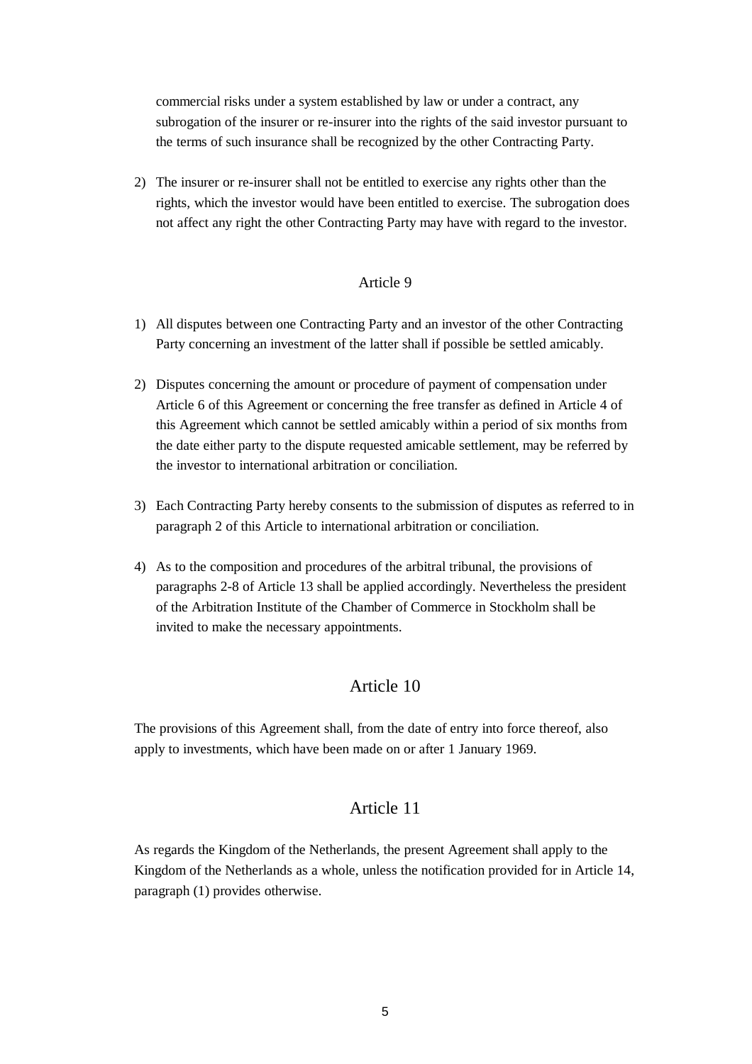commercial risks under a system established by law or under a contract, any subrogation of the insurer or re-insurer into the rights of the said investor pursuant to the terms of such insurance shall be recognized by the other Contracting Party.

2) The insurer or re-insurer shall not be entitled to exercise any rights other than the rights, which the investor would have been entitled to exercise. The subrogation does not affect any right the other Contracting Party may have with regard to the investor.

## Article 9

1) All disputes between one Contracting Party and an investor of the other Contracting Party concerning an investment of the latter shall if possible be settled amicably.

2) Disputes concerning the amount or procedure of payment of compensation under Article 6 of this Agreement or concerning the free transfer as defined in Article 4 of this Agreement which cannot be settled amicably within a period of six months from the date either party to the dispute requested amicable settlement, may be referred by the investor to international arbitration or conciliation.

3) Each Contracting Party hereby consents to the submission of disputes as referred to in paragraph 2 of this Article to international arbitration or conciliation.

4) As to the composition and procedures of the arbitral tribunal, the provisions of paragraphs 2-8 of Article 13 shall be applied accordingly. Nevertheless the president of the Arbitration Institute of the Chamber of Commerce in Stockholm shall be invited to make the necessary appointments.

## Article 10

The provisions of this Agreement shall, from the date of entry into force thereof, also apply to investments, which have been made on or after 1 January 1969.

## Article 11

As regards the Kingdom of the Netherlands, the present Agreement shall apply to the Kingdom of the Netherlands as a whole, unless the notification provided for in Article 14, paragraph (1) provides otherwise.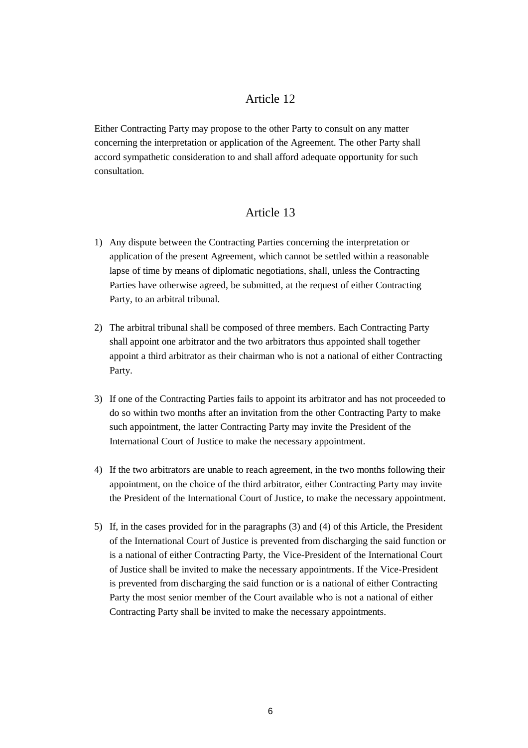## Article 12

Either Contracting Party may propose to the other Party to consult on any matter concerning the interpretation or application of the Agreement. The other Party shall accord sympathetic consideration to and shall afford adequate opportunity for such consultation.

## Article 13

1) Any dispute between the Contracting Parties concerning the interpretation or application of the present Agreement, which cannot be settled within a reasonable lapse of time by means of diplomatic negotiations, shall, unless the Contracting Parties have otherwise agreed, be submitted, at the request of either Contracting Party, to an arbitral tribunal.

2) The arbitral tribunal shall be composed of three members. Each Contracting Party shall appoint one arbitrator and the two arbitrators thus appointed shall together appoint a third arbitrator as their chairman who is not a national of either Contracting Party.

3) If one of the Contracting Parties fails to appoint its arbitrator and has not proceeded to do so within two months after an invitation from the other Contracting Party to make such appointment, the latter Contracting Party may invite the President of the International Court of Justice to make the necessary appointment.

4) If the two arbitrators are unable to reach agreement, in the two months following their appointment, on the choice of the third arbitrator, either Contracting Party may invite the President of the International Court of Justice, to make the necessary appointment.

5) If, in the cases provided for in the paragraphs (3) and (4) of this Article, the President of the International Court of Justice is prevented from discharging the said function or is a national of either Contracting Party, the Vice-President of the International Court of Justice shall be invited to make the necessary appointments. If the Vice-President is prevented from discharging the said function or is a national of either Contracting Party the most senior member of the Court available who is not a national of either Contracting Party shall be invited to make the necessary appointments.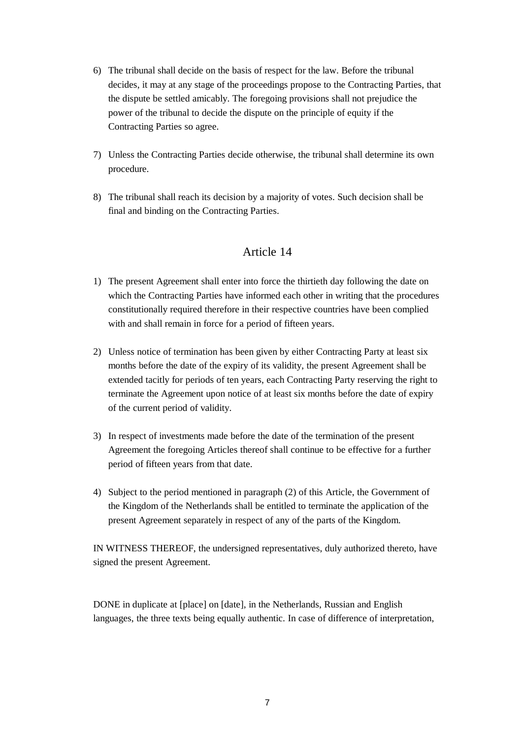6) The tribunal shall decide on the basis of respect for the law. Before the tribunal decides, it may at any stage of the proceedings propose to the Contracting Parties, that the dispute be settled amicably. The foregoing provisions shall not prejudice the power of the tribunal to decide the dispute on the principle of equity if the Contracting Parties so agree.

7) Unless the Contracting Parties decide otherwise, the tribunal shall determine its own procedure.

8) The tribunal shall reach its decision by a majority of votes. Such decision shall be final and binding on the Contracting Parties.

## Article 14

1) The present Agreement shall enter into force the thirtieth day following the date on which the Contracting Parties have informed each other in writing that the procedures constitutionally required therefore in their respective countries have been complied with and shall remain in force for a period of fifteen years.

2) Unless notice of termination has been given by either Contracting Party at least six months before the date of the expiry of its validity, the present Agreement shall be extended tacitly for periods of ten years, each Contracting Party reserving the right to terminate the Agreement upon notice of at least six months before the date of expiry of the current period of validity.

3) In respect of investments made before the date of the termination of the present Agreement the foregoing Articles thereof shall continue to be effective for a further period of fifteen years from that date.

4) Subject to the period mentioned in paragraph (2) of this Article, the Government of the Kingdom of the Netherlands shall be entitled to terminate the application of the present Agreement separately in respect of any of the parts of the Kingdom.

IN WITNESS THEREOF, the undersigned representatives, duly authorized thereto, have signed the present Agreement.

DONE in duplicate at [place] on [date], in the Netherlands, Russian and English languages, the three texts being equally authentic. In case of difference of interpretation,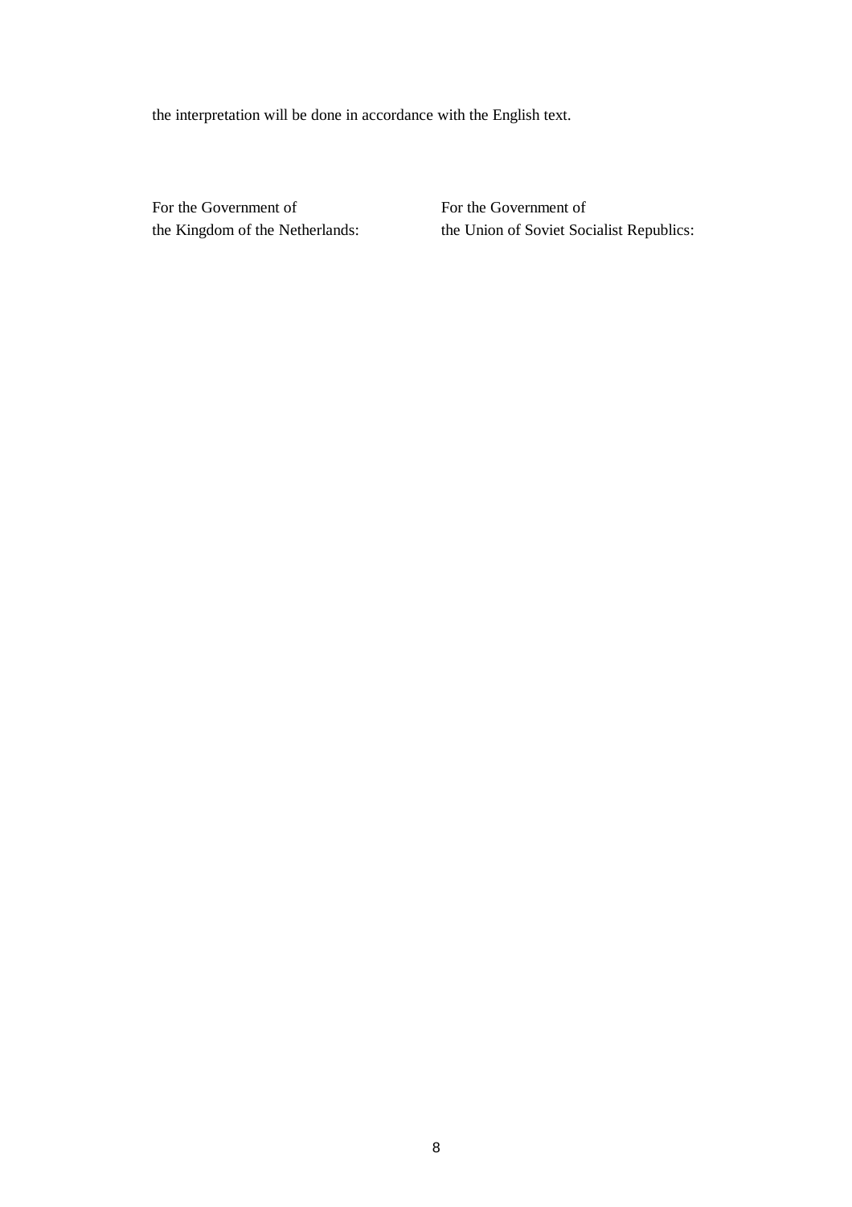the interpretation will be done in accordance with the English text.

| | |
|---|---|
| For the Government of<br>the Kingdom of the Netherlands: | For the Government of<br>the Union of Soviet Socialist Republics: |